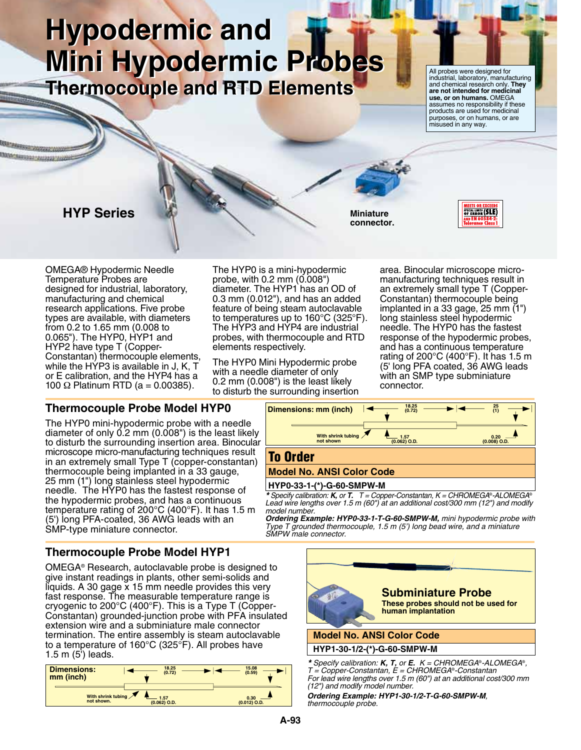# Hypodermic and Mini Hypodermic Probes

## Thermocouple and RTD Elements

All probes were designed for industrial, laboratory, manufacturing and chemical research only. **They are not intended for medicinal use, or on humans.** OMEGA assumes no responsibility if these products are used for medicinal purposes, or on humans, or are misused in any way.

**HYP Series**

**Miniature connector.**

MEETS OR EXCEEDS SPECIAL LIMITS OF ERROR (SLE) AND EN 60584-2: Tolerance Class 1

OMEGA® Hypodermic Needle Temperature Probes are designed for industrial, laboratory, manufacturing and chemical research applications. Five probe types are available, with diameters from 0.2 to 1.65 mm (0.008 to 0.065"). The HYP0, HYP1 and HYP2 have type T (Copper-Constantan) thermocouple elements, while the HYP3 is available in J, K, T or E calibration, and the HYP4 has a 100 Ω Platinum RTD (a = 0.00385).

The HYP0 is a mini-hypodermic probe, with 0.2 mm (0.008") diameter. The HYP1 has an OD of 0.3 mm (0.012"), and has an added feature of being steam autoclavable to temperatures up to 160°C (325°F). The HYP3 and HYP4 are industrial probes, with thermocouple and RTD elements respectively.

The HYP0 Mini Hypodermic probe with a needle diameter of only 0.2 mm (0.008") is the least likely to disturb the surrounding insertion area. Binocular microscope micro-manufacturing techniques result in an extremely small type T (Copper-Constantan) thermocouple being implanted in a 33 gage, 25 mm (1") long stainless steel hypodermic needle. The HYP0 has the fastest response of the hypodermic probes, and has a continuous temperature rating of 200°C (400°F). It has 1.5 m (5' long PFA coated, 36 AWG leads with an SMP type subminiature connector.

## Thermocouple Probe Model HYP0

The HYP0 mini-hypodermic probe with a needle diameter of only 0.2 mm (0.008") is the least likely to disturb the surrounding insertion area. Binocular microscope micro-manufacturing techniques result in an extremely small Type T (copper-constantan) thermocouple being implanted in a 33 gauge, 25 mm (1") long stainless steel hypodermic needle. The HYP0 has the fastest response of the hypodermic probes, and has a continuous temperature rating of 200°C (400°F). It has 1.5 m (5') long PFA-coated, 36 AWG leads with an SMP-type miniature connector.

**Dimensions: mm (inch)**: 18.25 (0.72); 25 (1); With shrink tubing not shown; 1.57 (0.062) O.D.; 0.20 (0.008) O.D.

## To Order

| Model No. ANSI Color Code |
|---|
| HYP0-33-1-(*)-G-60-SMPW-M |

*** Specify calibration: ***K,*** or ***T.*** T = Copper-Constantan, K = CHROMEGA®-ALOMEGA®*
*Lead wire lengths over 1.5 m (60") at an additional cost/300 mm (12") and modify model number.*
***Ordering Example: HYP0-33-1-T-G-60-SMPW-M,*** *mini hypodermic probe with Type T grounded thermocouple, 1.5 m (5') long bead wire, and a miniature SMPW male connector.*

## Thermocouple Probe Model HYP1

OMEGA® Research, autoclavable probe is designed to give instant readings in plants, other semi-solids and liquids. A 30 gage x 15 mm needle provides this very fast response. The measurable temperature range is cryogenic to 200°C (400°F). This is a Type T (Copper-Constantan) grounded-junction probe with PFA insulated extension wire and a subminiature male connector termination. The entire assembly is steam autoclavable to a temperature of 160°C (325°F). All probes have 1.5 m (5') leads.

**Dimensions: mm (inch)**: 18.25 (0.72); 15.08 (0.59); With shrink tubing not shown.; 1.57 (0.062) O.D.; 0.30 (0.012) O.D.

### Subminiature Probe

**These probes should not be used for human implantation**

| Model No. ANSI Color Code |
|---|
| HYP1-30-1/2-(*)-G-60-SMPW-M |

*** Specify calibration: ***K, T,*** or ***E.*** K = CHROMEGA®-ALOMEGA®, T = Copper-Constantan, E = CHROMEGA®-Constantan*
*For lead wire lengths over 1.5 m (60") at an additional cost/300 mm (12") and modify model number.*
***Ordering Example: HYP1-30-1/2-T-G-60-SMPW-M****, thermocouple probe.*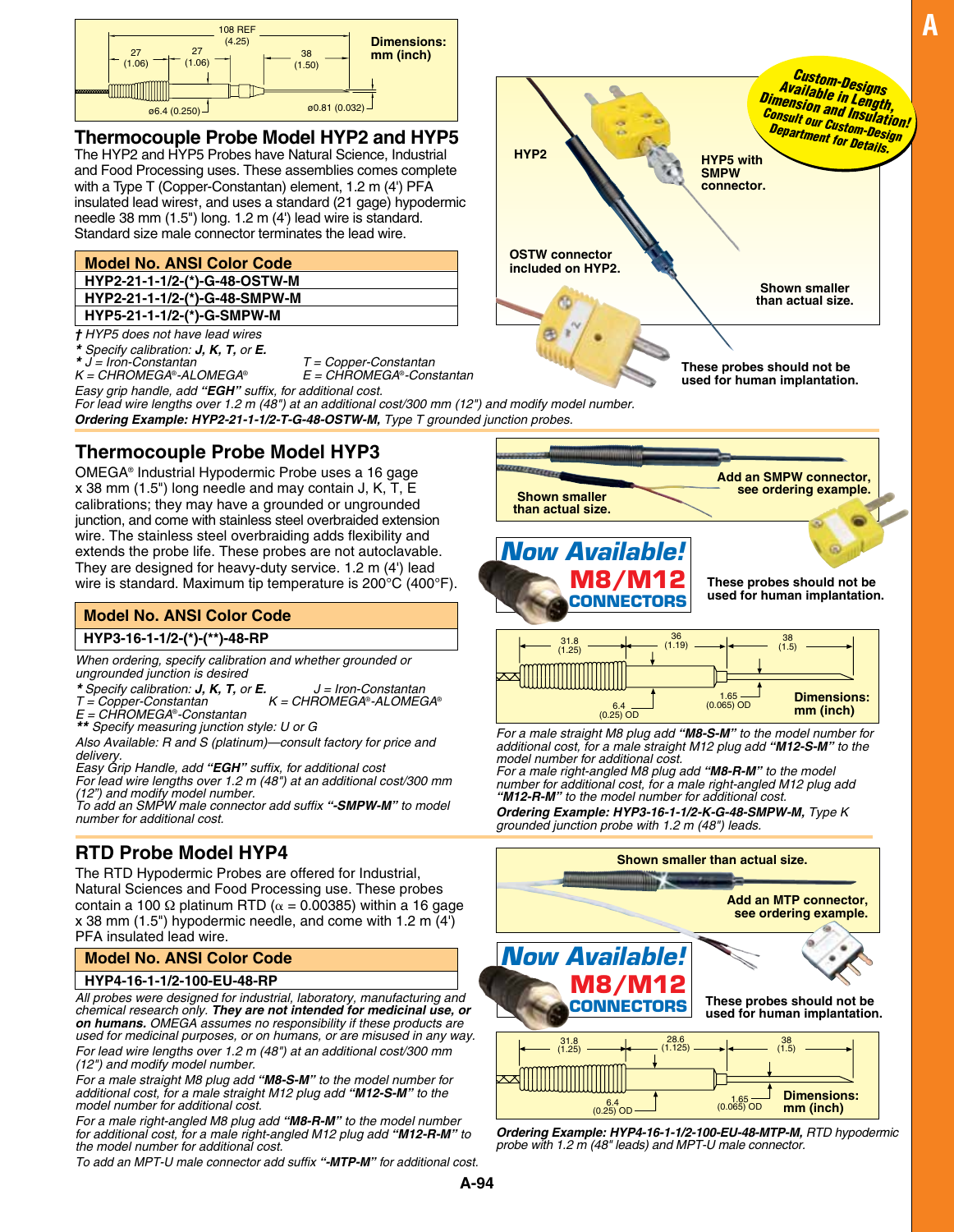108 REF
(4.25)
27
(1.06)
27
(1.06)
38
(1.50)
ø6.4 (0.250)
ø0.81 (0.032)
**Dimensions: mm (inch)**

## Thermocouple Probe Model HYP2 and HYP5

The HYP2 and HYP5 Probes have Natural Science, Industrial and Food Processing uses. These assemblies comes complete with a Type T (Copper-Constantan) element, 1.2 m (4') PFA insulated lead wires†, and uses a standard (21 gage) hypodermic needle 38 mm (1.5") long. 1.2 m (4') lead wire is standard. Standard size male connector terminates the lead wire.

| Model No. ANSI Color Code |
|---|
| HYP2-21-1-1/2-(*)-G-48-OSTW-M |
| HYP2-21-1-1/2-(*)-G-48-SMPW-M |
| HYP5-21-1-1/2-(*)-G-SMPW-M |

*† HYP5 does not have lead wires*
*\* Specify calibration: **J, K, T,** or **E.***
*\* J = Iron-Constantan* *T = Copper-Constantan*
*K = CHROMEGA®-ALOMEGA®* *E = CHROMEGA®-Constantan*
*Easy grip handle, add **"EGH"** suffix, for additional cost.*
*For lead wire lengths over 1.2 m (48") at an additional cost/300 mm (12") and modify model number.*
***Ordering Example: HYP2-21-1-1/2-T-G-48-OSTW-M,** Type T grounded junction probes.*

**Custom-Designs Available in Length, Dimension and Insulation! Consult our Custom-Design Department for Details.**

HYP2
HYP5 with SMPW connector.
OSTW connector included on HYP2.
Shown smaller than actual size.

**These probes should not be used for human implantation.**

## Thermocouple Probe Model HYP3

OMEGA® Industrial Hypodermic Probe uses a 16 gage x 38 mm (1.5") long needle and may contain J, K, T, E calibrations; they may have a grounded or ungrounded junction, and come with stainless steel overbraided extension wire. The stainless steel overbraiding adds flexibility and extends the probe life. These probes are not autoclavable. They are designed for heavy-duty service. 1.2 m (4') lead wire is standard. Maximum tip temperature is 200°C (400°F).

| Model No. ANSI Color Code |
|---|
| HYP3-16-1-1/2-(*)-(**)-48-RP |

*When ordering, specify calibration and whether grounded or ungrounded junction is desired*
*\* Specify calibration: **J, K, T,** or **E.*** *J = Iron-Constantan*
*T = Copper-Constantan* *K = CHROMEGA®-ALOMEGA®*
*E = CHROMEGA®-Constantan*
*\*\* Specify measuring junction style: U or G*
*Also Available: R and S (platinum)—consult factory for price and delivery.*
*Easy Grip Handle, add **"EGH"** suffix, for additional cost*
*For lead wire lengths over 1.2 m (48") at an additional cost/300 mm (12") and modify model number.*
*To add an SMPW male connector add suffix **"-SMPW-M"** to model number for additional cost.*

Shown smaller than actual size.
Add an SMPW connector, see ordering example.

**Now Available! M8/M12 CONNECTORS**

**These probes should not be used for human implantation.**

31.8
(1.25)
36
(1.19)
38
(1.5)
6.4
(0.25) OD
1.65
(0.065) OD
**Dimensions: mm (inch)**

*For a male straight M8 plug add **"M8-S-M"** to the model number for additional cost, for a male straight M12 plug add **"M12-S-M"** to the model number for additional cost.*
*For a male right-angled M8 plug add **"M8-R-M"** to the model number for additional cost, for a male right-angled M12 plug add **"M12-R-M"** to the model number for additional cost.*
***Ordering Example: HYP3-16-1-1/2-K-G-48-SMPW-M,** Type K grounded junction probe with 1.2 m (48") leads.*

## RTD Probe Model HYP4

The RTD Hypodermic Probes are offered for Industrial, Natural Sciences and Food Processing use. These probes contain a 100 Ω platinum RTD ($\alpha$ = 0.00385) within a 16 gage x 38 mm (1.5") hypodermic needle, and come with 1.2 m (4') PFA insulated lead wire.

| Model No. ANSI Color Code |
|---|
| HYP4-16-1-1/2-100-EU-48-RP |

*All probes were designed for industrial, laboratory, manufacturing and chemical research only. **They are not intended for medicinal use, or on humans.** OMEGA assumes no responsibility if these products are used for medicinal purposes, or on humans, or are misused in any way.*
*For lead wire lengths over 1.2 m (48") at an additional cost/300 mm (12") and modify model number.*
*For a male straight M8 plug add **"M8-S-M"** to the model number for additional cost, for a male straight M12 plug add **"M12-S-M"** to the model number for additional cost.*
*For a male right-angled M8 plug add **"M8-R-M"** to the model number for additional cost, for a male right-angled M12 plug add **"M12-R-M"** to the model number for additional cost.*
*To add an MPT-U male connector add suffix **"-MTP-M"** for additional cost.*

Shown smaller than actual size.
Add an MTP connector, see ordering example.

**Now Available! M8/M12 CONNECTORS**

**These probes should not be used for human implantation.**

31.8
(1.25)
28.6
(1.125)
38
(1.5)
6.4
(0.25) OD
1.65
(0.065) OD
**Dimensions: mm (inch)**

***Ordering Example: HYP4-16-1-1/2-100-EU-48-MTP-M,** RTD hypodermic probe with 1.2 m (48" leads) and MPT-U male connector.*